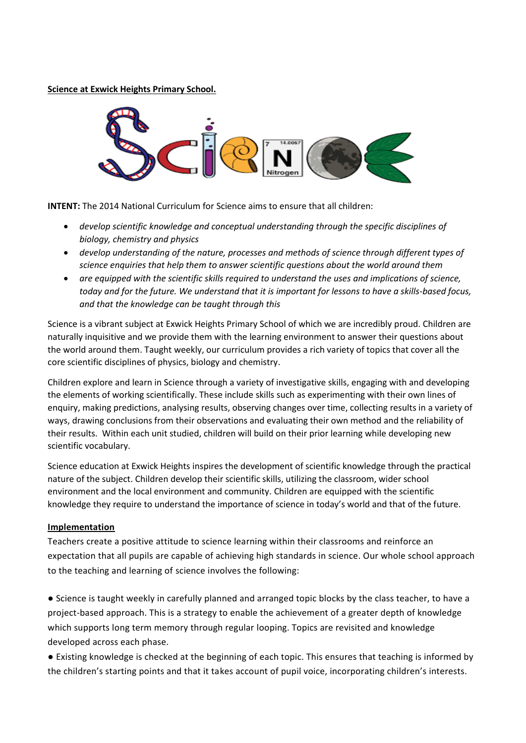**Science at Exwick Heights Primary School.**

**INTENT:** The 2014 National Curriculum for Science aims to ensure that all children:

- *develop scientific knowledge and conceptual understanding through the specific disciplines of biology, chemistry and physics*
- *develop understanding of the nature, processes and methods of science through different types of science enquiries that help them to answer scientific questions about the world around them*
- *are equipped with the scientific skills required to understand the uses and implications of science, today and for the future. We understand that it is important for lessons to have a skills-based focus, and that the knowledge can be taught through this*

Science is a vibrant subject at Exwick Heights Primary School of which we are incredibly proud. Children are naturally inquisitive and we provide them with the learning environment to answer their questions about the world around them. Taught weekly, our curriculum provides a rich variety of topics that cover all the core scientific disciplines of physics, biology and chemistry.

Children explore and learn in Science through a variety of investigative skills, engaging with and developing the elements of working scientifically. These include skills such as experimenting with their own lines of enquiry, making predictions, analysing results, observing changes over time, collecting results in a variety of ways, drawing conclusions from their observations and evaluating their own method and the reliability of their results. Within each unit studied, children will build on their prior learning while developing new scientific vocabulary.

Science education at Exwick Heights inspires the development of scientific knowledge through the practical nature of the subject. Children develop their scientific skills, utilizing the classroom, wider school environment and the local environment and community. Children are equipped with the scientific knowledge they require to understand the importance of science in today's world and that of the future.

**Implementation**

Teachers create a positive attitude to science learning within their classrooms and reinforce an expectation that all pupils are capable of achieving high standards in science. Our whole school approach to the teaching and learning of science involves the following:

● Science is taught weekly in carefully planned and arranged topic blocks by the class teacher, to have a project-based approach. This is a strategy to enable the achievement of a greater depth of knowledge which supports long term memory through regular looping. Topics are revisited and knowledge developed across each phase.

● Existing knowledge is checked at the beginning of each topic. This ensures that teaching is informed by the children's starting points and that it takes account of pupil voice, incorporating children's interests.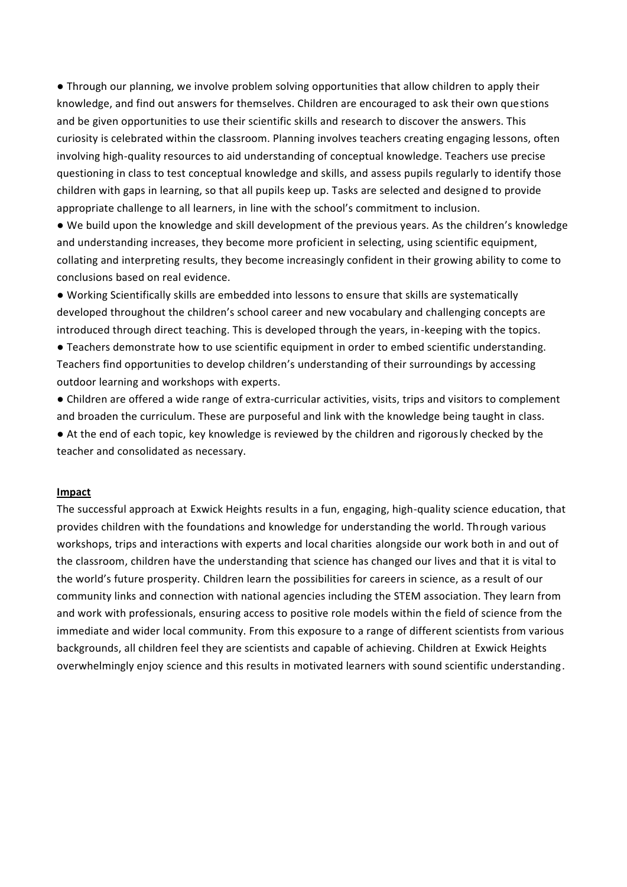- Through our planning, we involve problem solving opportunities that allow children to apply their knowledge, and find out answers for themselves. Children are encouraged to ask their own questions and be given opportunities to use their scientific skills and research to discover the answers. This curiosity is celebrated within the classroom. Planning involves teachers creating engaging lessons, often involving high-quality resources to aid understanding of conceptual knowledge. Teachers use precise questioning in class to test conceptual knowledge and skills, and assess pupils regularly to identify those children with gaps in learning, so that all pupils keep up. Tasks are selected and designed to provide appropriate challenge to all learners, in line with the school's commitment to inclusion.
- We build upon the knowledge and skill development of the previous years. As the children's knowledge and understanding increases, they become more proficient in selecting, using scientific equipment, collating and interpreting results, they become increasingly confident in their growing ability to come to conclusions based on real evidence.
- Working Scientifically skills are embedded into lessons to ensure that skills are systematically developed throughout the children's school career and new vocabulary and challenging concepts are introduced through direct teaching. This is developed through the years, in-keeping with the topics.
- Teachers demonstrate how to use scientific equipment in order to embed scientific understanding. Teachers find opportunities to develop children's understanding of their surroundings by accessing outdoor learning and workshops with experts.
- Children are offered a wide range of extra-curricular activities, visits, trips and visitors to complement and broaden the curriculum. These are purposeful and link with the knowledge being taught in class.
- At the end of each topic, key knowledge is reviewed by the children and rigorously checked by the teacher and consolidated as necessary.

**Impact**

The successful approach at Exwick Heights results in a fun, engaging, high-quality science education, that provides children with the foundations and knowledge for understanding the world. Through various workshops, trips and interactions with experts and local charities alongside our work both in and out of the classroom, children have the understanding that science has changed our lives and that it is vital to the world's future prosperity. Children learn the possibilities for careers in science, as a result of our community links and connection with national agencies including the STEM association. They learn from and work with professionals, ensuring access to positive role models within the field of science from the immediate and wider local community. From this exposure to a range of different scientists from various backgrounds, all children feel they are scientists and capable of achieving. Children at Exwick Heights overwhelmingly enjoy science and this results in motivated learners with sound scientific understanding.